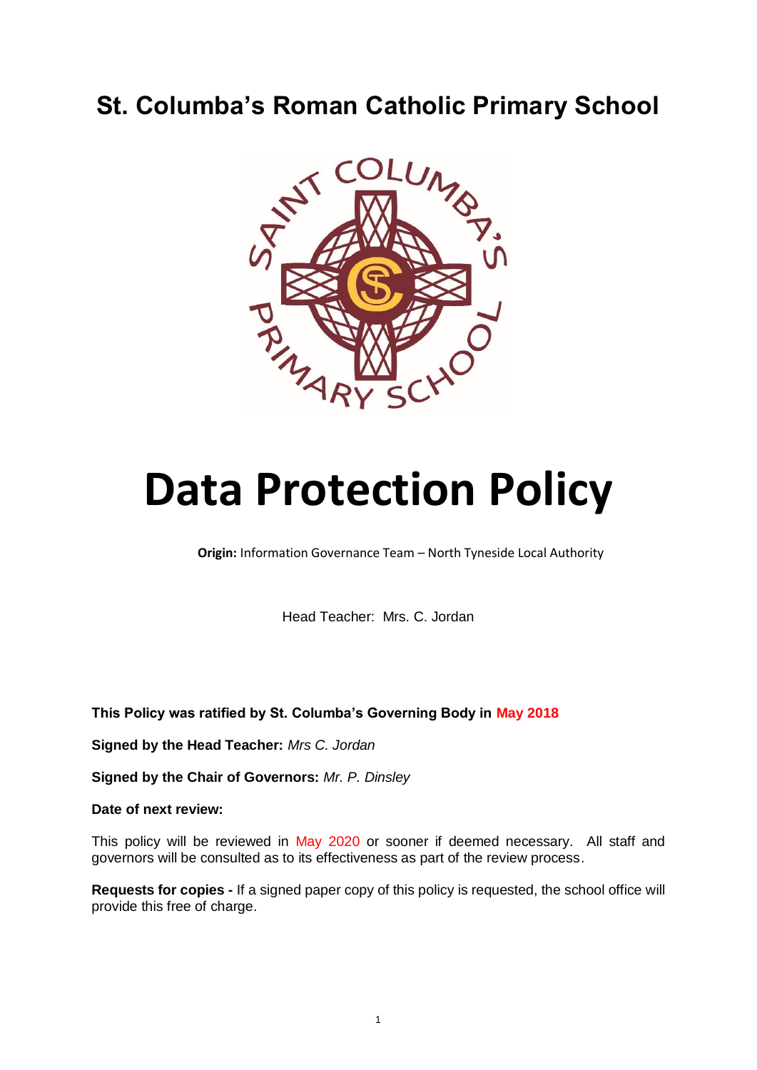# St. Columba's Roman Catholic Primary School

# Data Protection Policy

**Origin:** Information Governance Team – North Tyneside Local Authority

Head Teacher: Mrs. C. Jordan

**This Policy was ratified by St. Columba's Governing Body in May 2018**

**Signed by the Head Teacher:** *Mrs C. Jordan*

**Signed by the Chair of Governors:** *Mr. P. Dinsley*

**Date of next review:**

This policy will be reviewed in May 2020 or sooner if deemed necessary. All staff and governors will be consulted as to its effectiveness as part of the review process.

**Requests for copies -** If a signed paper copy of this policy is requested, the school office will provide this free of charge.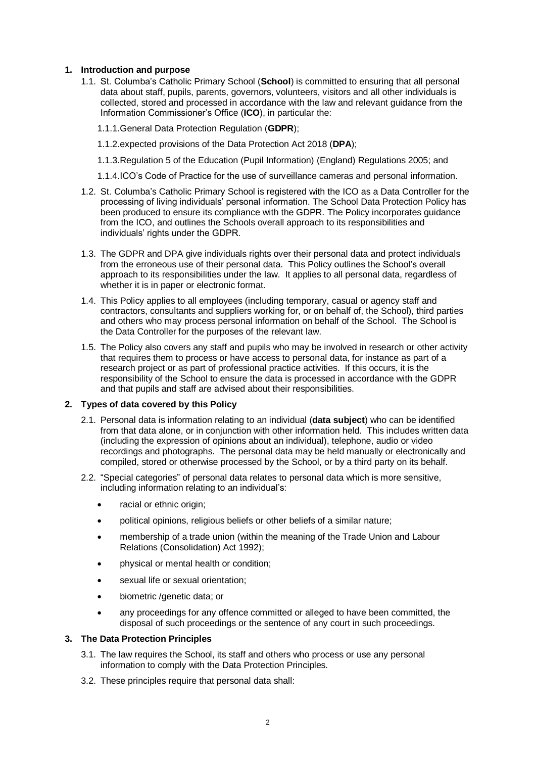## 1. Introduction and purpose

1.1. St. Columba's Catholic Primary School (**School**) is committed to ensuring that all personal data about staff, pupils, parents, governors, volunteers, visitors and all other individuals is collected, stored and processed in accordance with the law and relevant guidance from the Information Commissioner's Office (**ICO**), in particular the:

1.1.1. General Data Protection Regulation (**GDPR**);

1.1.2. expected provisions of the Data Protection Act 2018 (**DPA**);

1.1.3. Regulation 5 of the Education (Pupil Information) (England) Regulations 2005; and

1.1.4. ICO's Code of Practice for the use of surveillance cameras and personal information.

1.2. St. Columba's Catholic Primary School is registered with the ICO as a Data Controller for the processing of living individuals' personal information. The School Data Protection Policy has been produced to ensure its compliance with the GDPR. The Policy incorporates guidance from the ICO, and outlines the Schools overall approach to its responsibilities and individuals' rights under the GDPR.

1.3. The GDPR and DPA give individuals rights over their personal data and protect individuals from the erroneous use of their personal data. This Policy outlines the School's overall approach to its responsibilities under the law. It applies to all personal data, regardless of whether it is in paper or electronic format.

1.4. This Policy applies to all employees (including temporary, casual or agency staff and contractors, consultants and suppliers working for, or on behalf of, the School), third parties and others who may process personal information on behalf of the School. The School is the Data Controller for the purposes of the relevant law.

1.5. The Policy also covers any staff and pupils who may be involved in research or other activity that requires them to process or have access to personal data, for instance as part of a research project or as part of professional practice activities. If this occurs, it is the responsibility of the School to ensure the data is processed in accordance with the GDPR and that pupils and staff are advised about their responsibilities.

## 2. Types of data covered by this Policy

2.1. Personal data is information relating to an individual (**data subject**) who can be identified from that data alone, or in conjunction with other information held. This includes written data (including the expression of opinions about an individual), telephone, audio or video recordings and photographs. The personal data may be held manually or electronically and compiled, stored or otherwise processed by the School, or by a third party on its behalf.

2.2. "Special categories" of personal data relates to personal data which is more sensitive, including information relating to an individual's:

- racial or ethnic origin;
- political opinions, religious beliefs or other beliefs of a similar nature;
- membership of a trade union (within the meaning of the Trade Union and Labour Relations (Consolidation) Act 1992);
- physical or mental health or condition;
- sexual life or sexual orientation;
- biometric /genetic data; or
- any proceedings for any offence committed or alleged to have been committed, the disposal of such proceedings or the sentence of any court in such proceedings.

## 3. The Data Protection Principles

3.1. The law requires the School, its staff and others who process or use any personal information to comply with the Data Protection Principles.

3.2. These principles require that personal data shall: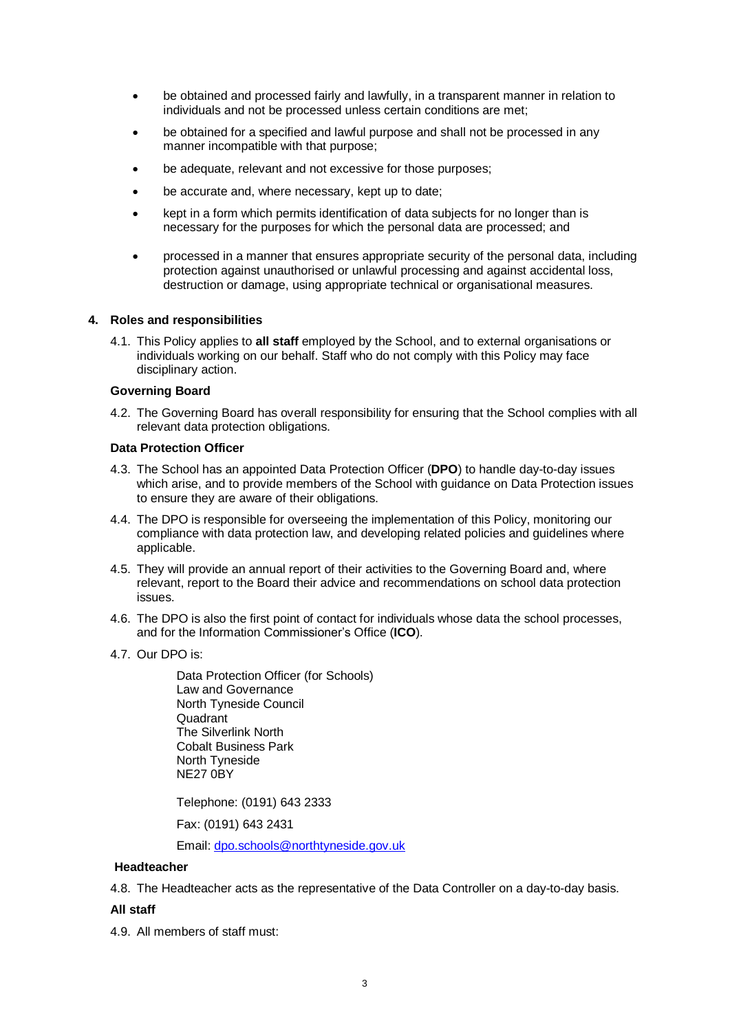- be obtained and processed fairly and lawfully, in a transparent manner in relation to individuals and not be processed unless certain conditions are met;
- be obtained for a specified and lawful purpose and shall not be processed in any manner incompatible with that purpose;
- be adequate, relevant and not excessive for those purposes;
- be accurate and, where necessary, kept up to date;
- kept in a form which permits identification of data subjects for no longer than is necessary for the purposes for which the personal data are processed; and
- processed in a manner that ensures appropriate security of the personal data, including protection against unauthorised or unlawful processing and against accidental loss, destruction or damage, using appropriate technical or organisational measures.

## 4. Roles and responsibilities

4.1. This Policy applies to **all staff** employed by the School, and to external organisations or individuals working on our behalf. Staff who do not comply with this Policy may face disciplinary action.

**Governing Board**

4.2. The Governing Board has overall responsibility for ensuring that the School complies with all relevant data protection obligations.

**Data Protection Officer**

4.3. The School has an appointed Data Protection Officer (**DPO**) to handle day-to-day issues which arise, and to provide members of the School with guidance on Data Protection issues to ensure they are aware of their obligations.

4.4. The DPO is responsible for overseeing the implementation of this Policy, monitoring our compliance with data protection law, and developing related policies and guidelines where applicable.

4.5. They will provide an annual report of their activities to the Governing Board and, where relevant, report to the Board their advice and recommendations on school data protection issues.

4.6. The DPO is also the first point of contact for individuals whose data the school processes, and for the Information Commissioner's Office (**ICO**).

4.7. Our DPO is:

Data Protection Officer (for Schools)
Law and Governance
North Tyneside Council
Quadrant
The Silverlink North
Cobalt Business Park
North Tyneside
NE27 0BY

Telephone: (0191) 643 2333

Fax: (0191) 643 2431

Email: dpo.schools@northtyneside.gov.uk

**Headteacher**

4.8. The Headteacher acts as the representative of the Data Controller on a day-to-day basis.

**All staff**

4.9. All members of staff must: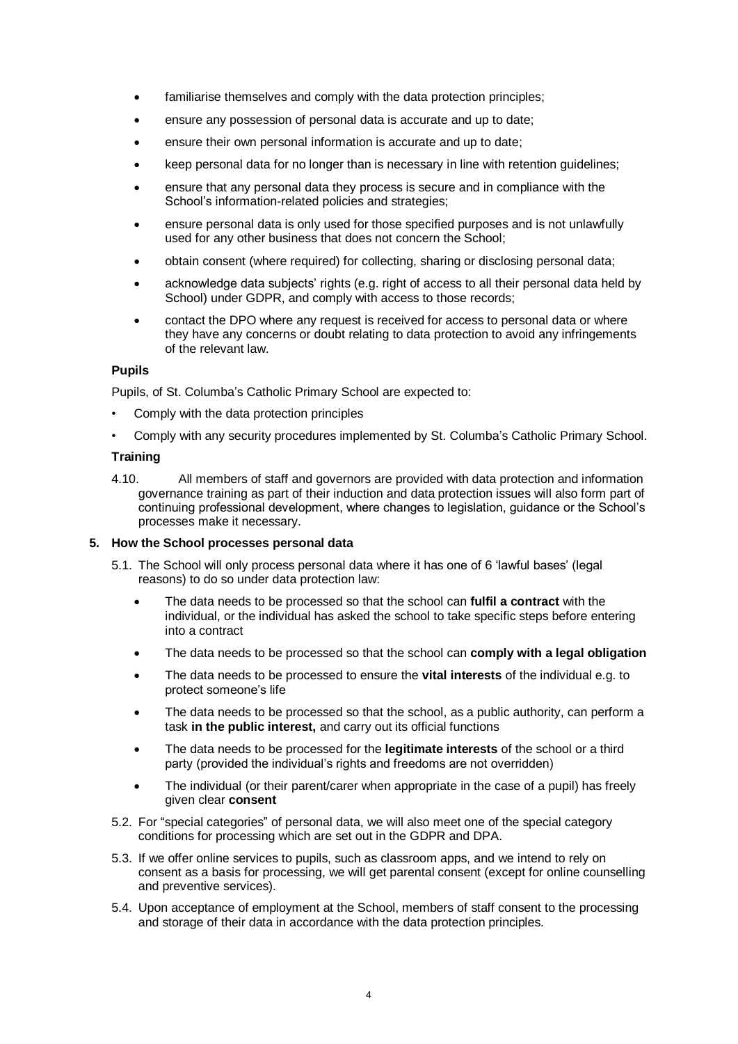- familiarise themselves and comply with the data protection principles;
- ensure any possession of personal data is accurate and up to date;
- ensure their own personal information is accurate and up to date;
- keep personal data for no longer than is necessary in line with retention guidelines;
- ensure that any personal data they process is secure and in compliance with the School's information-related policies and strategies;
- ensure personal data is only used for those specified purposes and is not unlawfully used for any other business that does not concern the School;
- obtain consent (where required) for collecting, sharing or disclosing personal data;
- acknowledge data subjects' rights (e.g. right of access to all their personal data held by School) under GDPR, and comply with access to those records;
- contact the DPO where any request is received for access to personal data or where they have any concerns or doubt relating to data protection to avoid any infringements of the relevant law.

**Pupils**

Pupils, of St. Columba's Catholic Primary School are expected to:

- Comply with the data protection principles
- Comply with any security procedures implemented by St. Columba's Catholic Primary School.

**Training**

4.10. All members of staff and governors are provided with data protection and information governance training as part of their induction and data protection issues will also form part of continuing professional development, where changes to legislation, guidance or the School's processes make it necessary.

**5. How the School processes personal data**

5.1. The School will only process personal data where it has one of 6 'lawful bases' (legal reasons) to do so under data protection law:

- The data needs to be processed so that the school can **fulfil a contract** with the individual, or the individual has asked the school to take specific steps before entering into a contract
- The data needs to be processed so that the school can **comply with a legal obligation**
- The data needs to be processed to ensure the **vital interests** of the individual e.g. to protect someone's life
- The data needs to be processed so that the school, as a public authority, can perform a task **in the public interest,** and carry out its official functions
- The data needs to be processed for the **legitimate interests** of the school or a third party (provided the individual's rights and freedoms are not overridden)
- The individual (or their parent/carer when appropriate in the case of a pupil) has freely given clear **consent**

5.2. For "special categories" of personal data, we will also meet one of the special category conditions for processing which are set out in the GDPR and DPA.

5.3. If we offer online services to pupils, such as classroom apps, and we intend to rely on consent as a basis for processing, we will get parental consent (except for online counselling and preventive services).

5.4. Upon acceptance of employment at the School, members of staff consent to the processing and storage of their data in accordance with the data protection principles.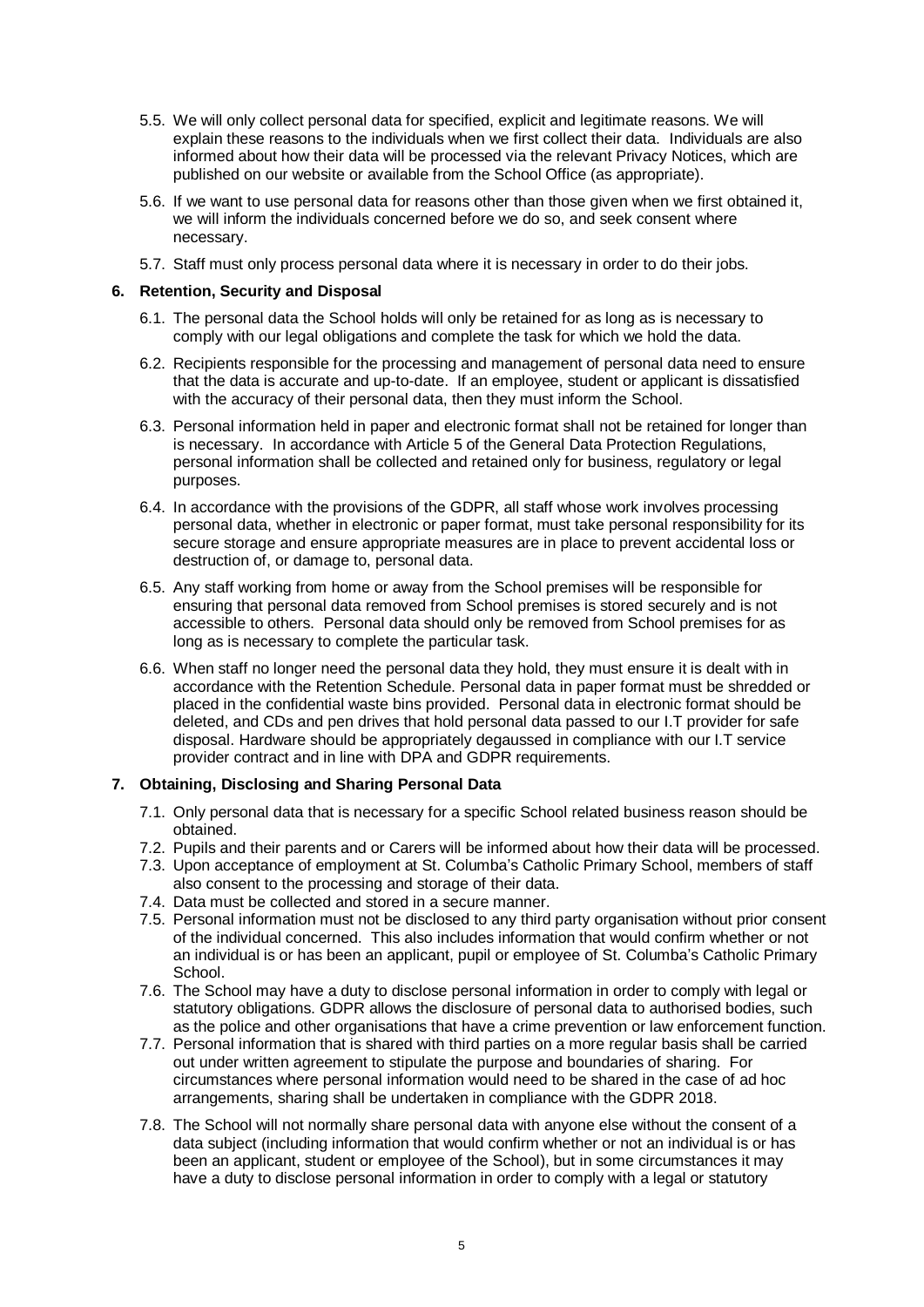5.5. We will only collect personal data for specified, explicit and legitimate reasons. We will explain these reasons to the individuals when we first collect their data. Individuals are also informed about how their data will be processed via the relevant Privacy Notices, which are published on our website or available from the School Office (as appropriate).

5.6. If we want to use personal data for reasons other than those given when we first obtained it, we will inform the individuals concerned before we do so, and seek consent where necessary.

5.7. Staff must only process personal data where it is necessary in order to do their jobs.

**6. Retention, Security and Disposal**

6.1. The personal data the School holds will only be retained for as long as is necessary to comply with our legal obligations and complete the task for which we hold the data.

6.2. Recipients responsible for the processing and management of personal data need to ensure that the data is accurate and up-to-date. If an employee, student or applicant is dissatisfied with the accuracy of their personal data, then they must inform the School.

6.3. Personal information held in paper and electronic format shall not be retained for longer than is necessary. In accordance with Article 5 of the General Data Protection Regulations, personal information shall be collected and retained only for business, regulatory or legal purposes.

6.4. In accordance with the provisions of the GDPR, all staff whose work involves processing personal data, whether in electronic or paper format, must take personal responsibility for its secure storage and ensure appropriate measures are in place to prevent accidental loss or destruction of, or damage to, personal data.

6.5. Any staff working from home or away from the School premises will be responsible for ensuring that personal data removed from School premises is stored securely and is not accessible to others. Personal data should only be removed from School premises for as long as is necessary to complete the particular task.

6.6. When staff no longer need the personal data they hold, they must ensure it is dealt with in accordance with the Retention Schedule. Personal data in paper format must be shredded or placed in the confidential waste bins provided. Personal data in electronic format should be deleted, and CDs and pen drives that hold personal data passed to our I.T provider for safe disposal. Hardware should be appropriately degaussed in compliance with our I.T service provider contract and in line with DPA and GDPR requirements.

**7. Obtaining, Disclosing and Sharing Personal Data**

7.1. Only personal data that is necessary for a specific School related business reason should be obtained.

7.2. Pupils and their parents and or Carers will be informed about how their data will be processed.

7.3. Upon acceptance of employment at St. Columba's Catholic Primary School, members of staff also consent to the processing and storage of their data.

7.4. Data must be collected and stored in a secure manner.

7.5. Personal information must not be disclosed to any third party organisation without prior consent of the individual concerned. This also includes information that would confirm whether or not an individual is or has been an applicant, pupil or employee of St. Columba's Catholic Primary School.

7.6. The School may have a duty to disclose personal information in order to comply with legal or statutory obligations. GDPR allows the disclosure of personal data to authorised bodies, such as the police and other organisations that have a crime prevention or law enforcement function.

7.7. Personal information that is shared with third parties on a more regular basis shall be carried out under written agreement to stipulate the purpose and boundaries of sharing. For circumstances where personal information would need to be shared in the case of ad hoc arrangements, sharing shall be undertaken in compliance with the GDPR 2018.

7.8. The School will not normally share personal data with anyone else without the consent of a data subject (including information that would confirm whether or not an individual is or has been an applicant, student or employee of the School), but in some circumstances it may have a duty to disclose personal information in order to comply with a legal or statutory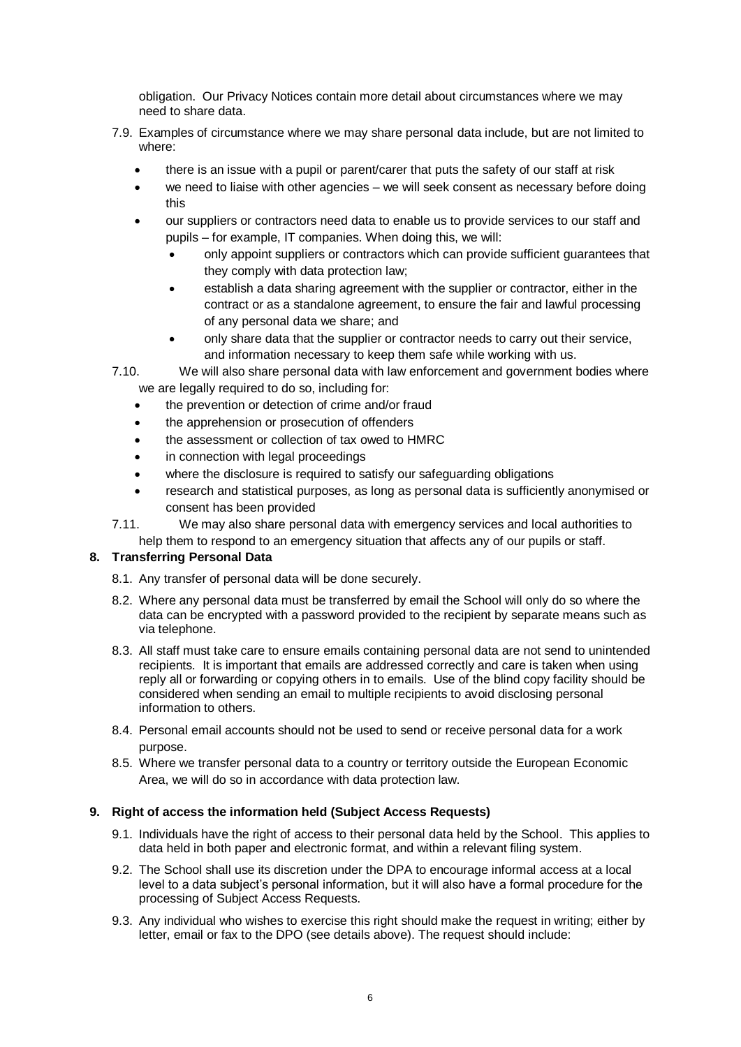obligation. Our Privacy Notices contain more detail about circumstances where we may need to share data.

7.9. Examples of circumstance where we may share personal data include, but are not limited to where:

- there is an issue with a pupil or parent/carer that puts the safety of our staff at risk
- we need to liaise with other agencies – we will seek consent as necessary before doing this
- our suppliers or contractors need data to enable us to provide services to our staff and pupils – for example, IT companies. When doing this, we will:
  - only appoint suppliers or contractors which can provide sufficient guarantees that they comply with data protection law;
  - establish a data sharing agreement with the supplier or contractor, either in the contract or as a standalone agreement, to ensure the fair and lawful processing of any personal data we share; and
  - only share data that the supplier or contractor needs to carry out their service, and information necessary to keep them safe while working with us.

7.10. We will also share personal data with law enforcement and government bodies where we are legally required to do so, including for:

- the prevention or detection of crime and/or fraud
- the apprehension or prosecution of offenders
- the assessment or collection of tax owed to HMRC
- in connection with legal proceedings
- where the disclosure is required to satisfy our safeguarding obligations
- research and statistical purposes, as long as personal data is sufficiently anonymised or consent has been provided

7.11. We may also share personal data with emergency services and local authorities to help them to respond to an emergency situation that affects any of our pupils or staff.

**8. Transferring Personal Data**

8.1. Any transfer of personal data will be done securely.

8.2. Where any personal data must be transferred by email the School will only do so where the data can be encrypted with a password provided to the recipient by separate means such as via telephone.

8.3. All staff must take care to ensure emails containing personal data are not send to unintended recipients. It is important that emails are addressed correctly and care is taken when using reply all or forwarding or copying others in to emails. Use of the blind copy facility should be considered when sending an email to multiple recipients to avoid disclosing personal information to others.

8.4. Personal email accounts should not be used to send or receive personal data for a work purpose.

8.5. Where we transfer personal data to a country or territory outside the European Economic Area, we will do so in accordance with data protection law.

**9. Right of access the information held (Subject Access Requests)**

9.1. Individuals have the right of access to their personal data held by the School. This applies to data held in both paper and electronic format, and within a relevant filing system.

9.2. The School shall use its discretion under the DPA to encourage informal access at a local level to a data subject's personal information, but it will also have a formal procedure for the processing of Subject Access Requests.

9.3. Any individual who wishes to exercise this right should make the request in writing; either by letter, email or fax to the DPO (see details above). The request should include: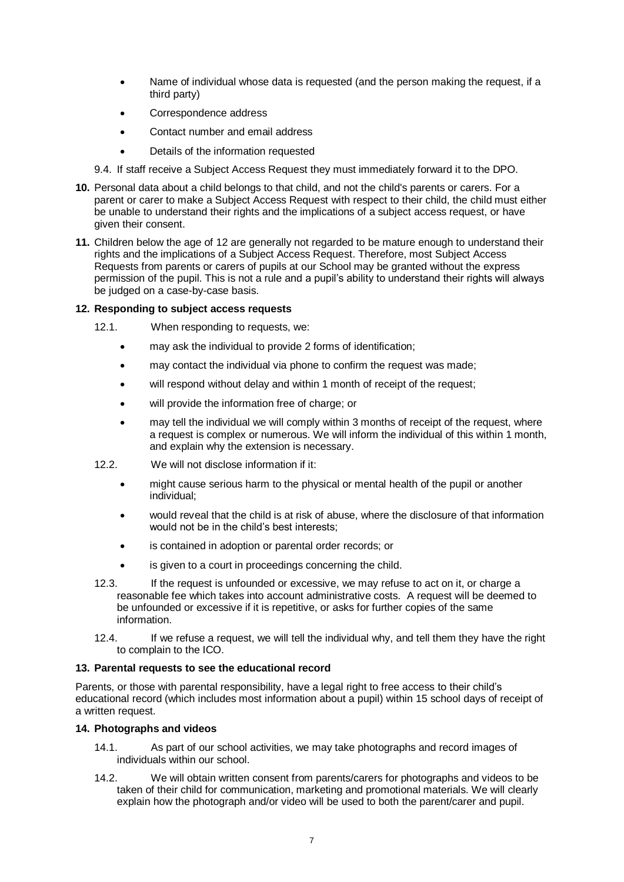- Name of individual whose data is requested (and the person making the request, if a third party)
- Correspondence address
- Contact number and email address
- Details of the information requested

9.4. If staff receive a Subject Access Request they must immediately forward it to the DPO.

**10.** Personal data about a child belongs to that child, and not the child's parents or carers. For a parent or carer to make a Subject Access Request with respect to their child, the child must either be unable to understand their rights and the implications of a subject access request, or have given their consent.

**11.** Children below the age of 12 are generally not regarded to be mature enough to understand their rights and the implications of a Subject Access Request. Therefore, most Subject Access Requests from parents or carers of pupils at our School may be granted without the express permission of the pupil. This is not a rule and a pupil's ability to understand their rights will always be judged on a case-by-case basis.

**12. Responding to subject access requests**

12.1. When responding to requests, we:

- may ask the individual to provide 2 forms of identification;
- may contact the individual via phone to confirm the request was made;
- will respond without delay and within 1 month of receipt of the request;
- will provide the information free of charge; or
- may tell the individual we will comply within 3 months of receipt of the request, where a request is complex or numerous. We will inform the individual of this within 1 month, and explain why the extension is necessary.

12.2. We will not disclose information if it:

- might cause serious harm to the physical or mental health of the pupil or another individual;
- would reveal that the child is at risk of abuse, where the disclosure of that information would not be in the child's best interests;
- is contained in adoption or parental order records; or
- is given to a court in proceedings concerning the child.

12.3. If the request is unfounded or excessive, we may refuse to act on it, or charge a reasonable fee which takes into account administrative costs. A request will be deemed to be unfounded or excessive if it is repetitive, or asks for further copies of the same information.

12.4. If we refuse a request, we will tell the individual why, and tell them they have the right to complain to the ICO.

**13. Parental requests to see the educational record**

Parents, or those with parental responsibility, have a legal right to free access to their child's educational record (which includes most information about a pupil) within 15 school days of receipt of a written request.

**14. Photographs and videos**

14.1. As part of our school activities, we may take photographs and record images of individuals within our school.

14.2. We will obtain written consent from parents/carers for photographs and videos to be taken of their child for communication, marketing and promotional materials. We will clearly explain how the photograph and/or video will be used to both the parent/carer and pupil.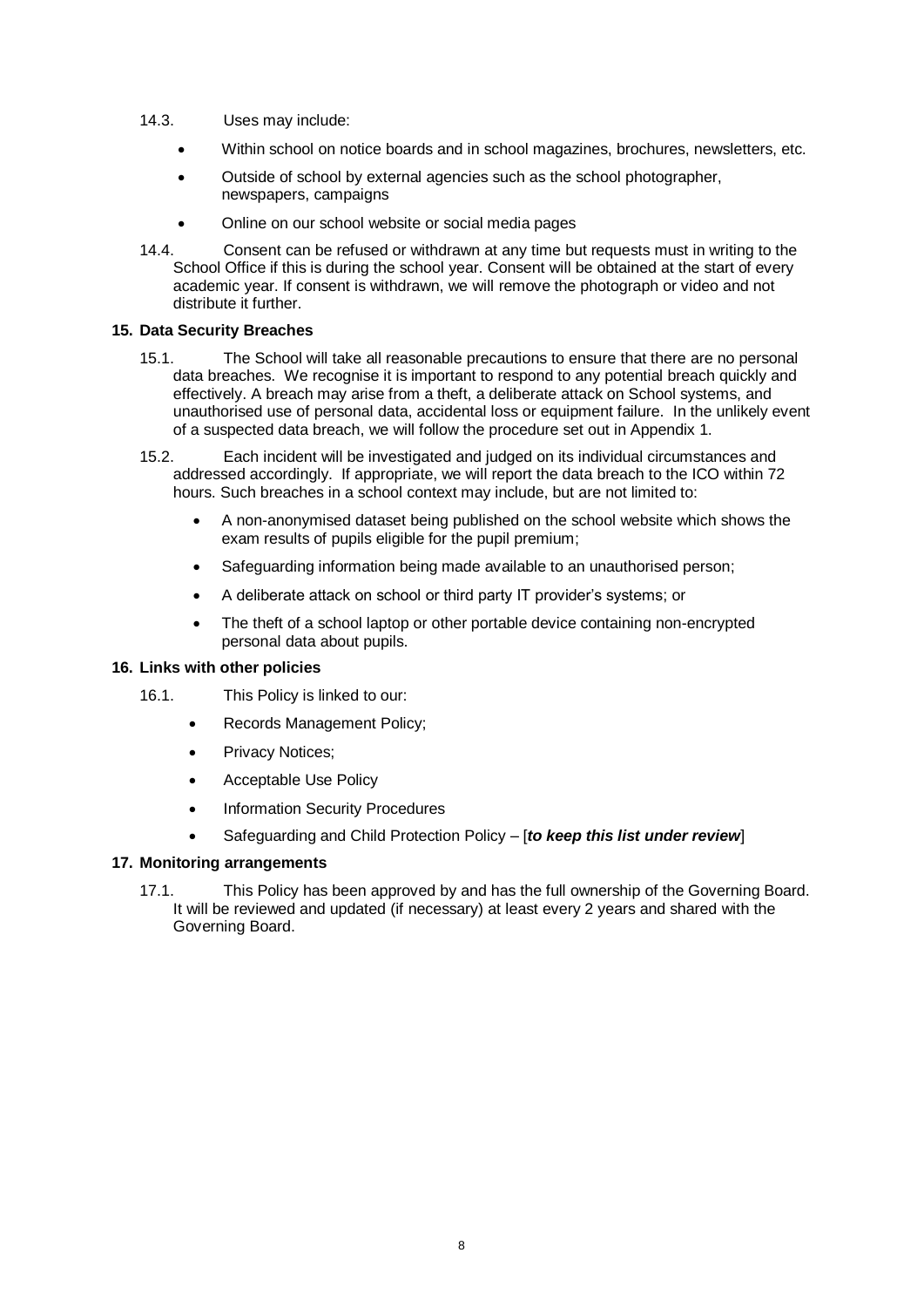14.3. Uses may include:

- Within school on notice boards and in school magazines, brochures, newsletters, etc.
- Outside of school by external agencies such as the school photographer, newspapers, campaigns
- Online on our school website or social media pages

14.4. Consent can be refused or withdrawn at any time but requests must in writing to the School Office if this is during the school year. Consent will be obtained at the start of every academic year. If consent is withdrawn, we will remove the photograph or video and not distribute it further.

**15. Data Security Breaches**

15.1. The School will take all reasonable precautions to ensure that there are no personal data breaches. We recognise it is important to respond to any potential breach quickly and effectively. A breach may arise from a theft, a deliberate attack on School systems, and unauthorised use of personal data, accidental loss or equipment failure. In the unlikely event of a suspected data breach, we will follow the procedure set out in Appendix 1.

15.2. Each incident will be investigated and judged on its individual circumstances and addressed accordingly. If appropriate, we will report the data breach to the ICO within 72 hours. Such breaches in a school context may include, but are not limited to:

- A non-anonymised dataset being published on the school website which shows the exam results of pupils eligible for the pupil premium;
- Safeguarding information being made available to an unauthorised person;
- A deliberate attack on school or third party IT provider's systems; or
- The theft of a school laptop or other portable device containing non-encrypted personal data about pupils.

**16. Links with other policies**

16.1. This Policy is linked to our:

- Records Management Policy;
- Privacy Notices;
- Acceptable Use Policy
- Information Security Procedures
- Safeguarding and Child Protection Policy – [***to keep this list under review***]

**17. Monitoring arrangements**

17.1. This Policy has been approved by and has the full ownership of the Governing Board. It will be reviewed and updated (if necessary) at least every 2 years and shared with the Governing Board.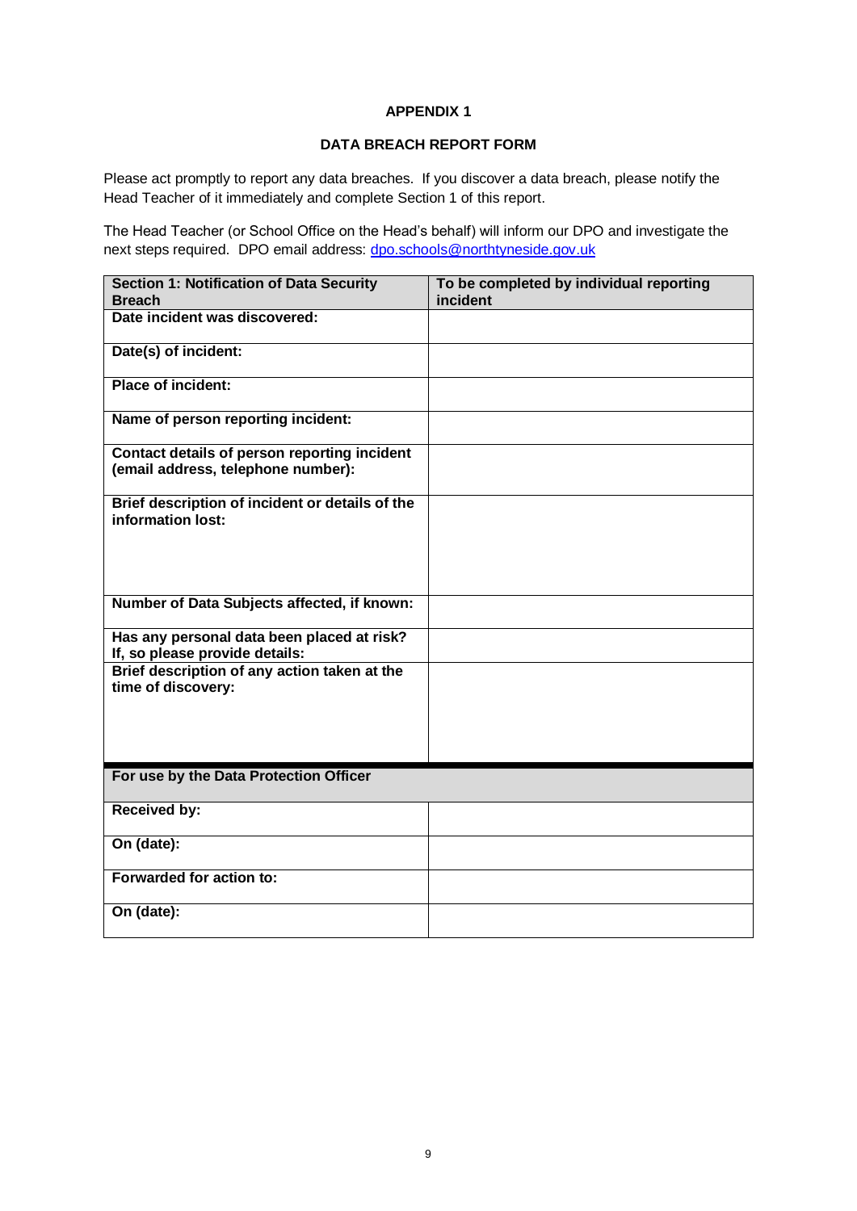**APPENDIX 1**

**DATA BREACH REPORT FORM**

Please act promptly to report any data breaches. If you discover a data breach, please notify the Head Teacher of it immediately and complete Section 1 of this report.

The Head Teacher (or School Office on the Head's behalf) will inform our DPO and investigate the next steps required. DPO email address: [dpo.schools@northtyneside.gov.uk](mailto:dpo.schools@northtyneside.gov.uk)

| Section 1: Notification of Data Security Breach | To be completed by individual reporting incident |
|---|---|
| **Date incident was discovered:** | |
| **Date(s) of incident:** | |
| **Place of incident:** | |
| **Name of person reporting incident:** | |
| **Contact details of person reporting incident (email address, telephone number):** | |
| **Brief description of incident or details of the information lost:** | |
| **Number of Data Subjects affected, if known:** | |
| **Has any personal data been placed at risk? If, so please provide details:** | |
| **Brief description of any action taken at the time of discovery:** | |

| For use by the Data Protection Officer | |
|---|---|
| **Received by:** | |
| **On (date):** | |
| **Forwarded for action to:** | |
| **On (date):** | |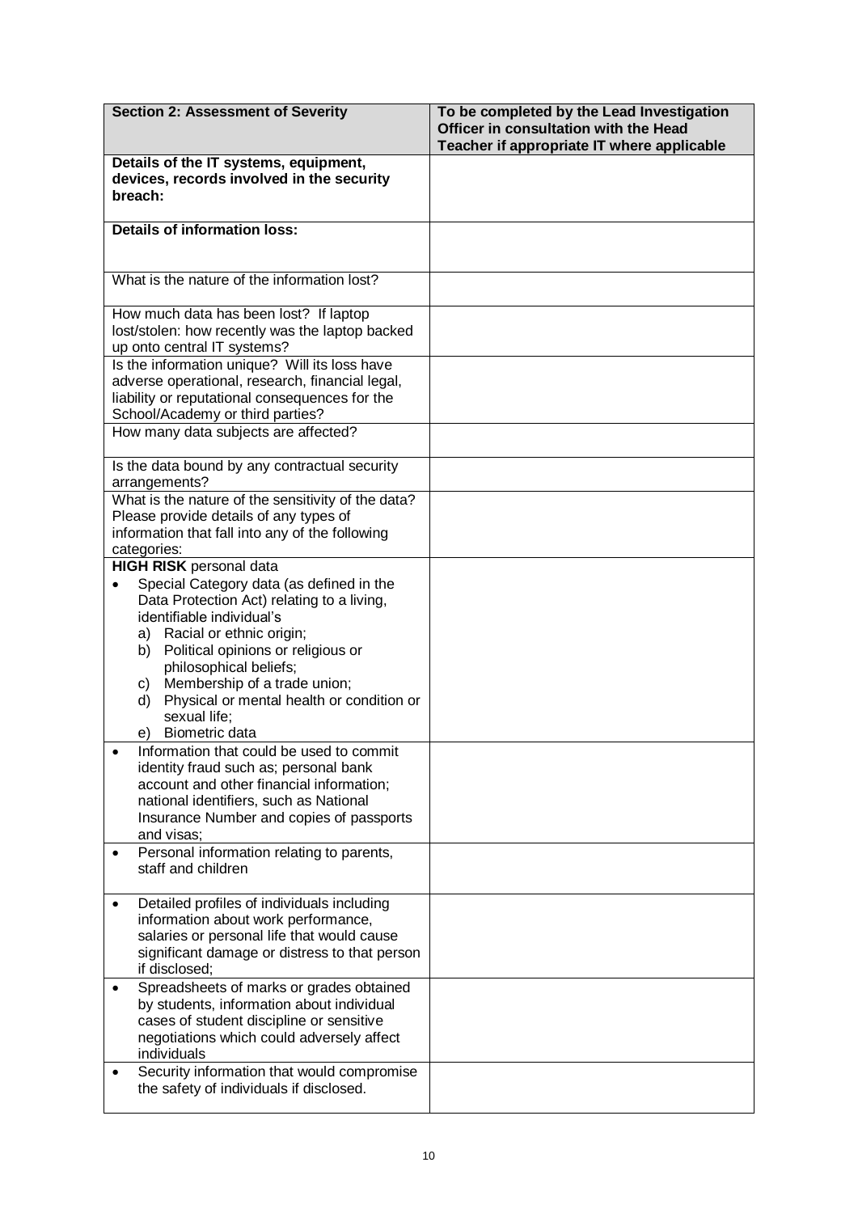| **Section 2: Assessment of Severity** | **To be completed by the Lead Investigation Officer in consultation with the Head Teacher if appropriate IT where applicable** |
|---|---|
| **Details of the IT systems, equipment, devices, records involved in the security breach:** | |
| **Details of information loss:** | |
| What is the nature of the information lost? | |
| How much data has been lost? If laptop lost/stolen: how recently was the laptop backed up onto central IT systems? | |
| Is the information unique? Will its loss have adverse operational, research, financial legal, liability or reputational consequences for the School/Academy or third parties? | |
| How many data subjects are affected? | |
| Is the data bound by any contractual security arrangements? | |
| What is the nature of the sensitivity of the data? Please provide details of any types of information that fall into any of the following categories: | |
| **HIGH RISK** personal data<br>• Special Category data (as defined in the Data Protection Act) relating to a living, identifiable individual's<br>a) Racial or ethnic origin;<br>b) Political opinions or religious or philosophical beliefs;<br>c) Membership of a trade union;<br>d) Physical or mental health or condition or sexual life;<br>e) Biometric data | |
| • Information that could be used to commit identity fraud such as; personal bank account and other financial information; national identifiers, such as National Insurance Number and copies of passports and visas; | |
| • Personal information relating to parents, staff and children | |
| • Detailed profiles of individuals including information about work performance, salaries or personal life that would cause significant damage or distress to that person if disclosed; | |
| • Spreadsheets of marks or grades obtained by students, information about individual cases of student discipline or sensitive negotiations which could adversely affect individuals | |
| • Security information that would compromise the safety of individuals if disclosed. | |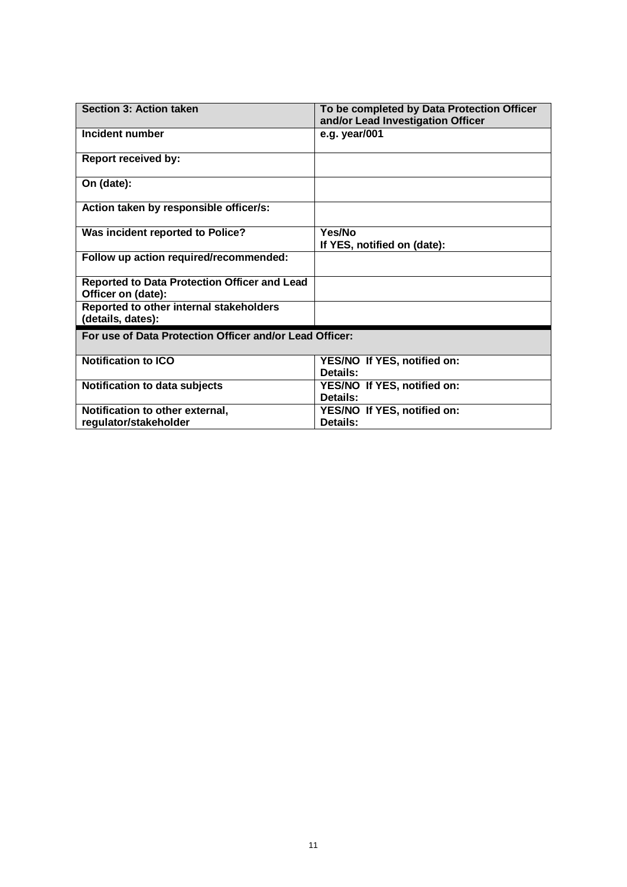| **Section 3: Action taken** | **To be completed by Data Protection Officer and/or Lead Investigation Officer** |
|---|---|
| **Incident number** | **e.g. year/001** |
| **Report received by:** | |
| **On (date):** | |
| **Action taken by responsible officer/s:** | |
| **Was incident reported to Police?** | **Yes/No**<br>**If YES, notified on (date):** |
| **Follow up action required/recommended:** | |
| **Reported to Data Protection Officer and Lead Officer on (date):** | |
| **Reported to other internal stakeholders (details, dates):** | |
| **For use of Data Protection Officer and/or Lead Officer:** | |
| **Notification to ICO** | **YES/NO If YES, notified on:**<br>**Details:** |
| **Notification to data subjects** | **YES/NO If YES, notified on:**<br>**Details:** |
| **Notification to other external, regulator/stakeholder** | **YES/NO If YES, notified on:**<br>**Details:** |